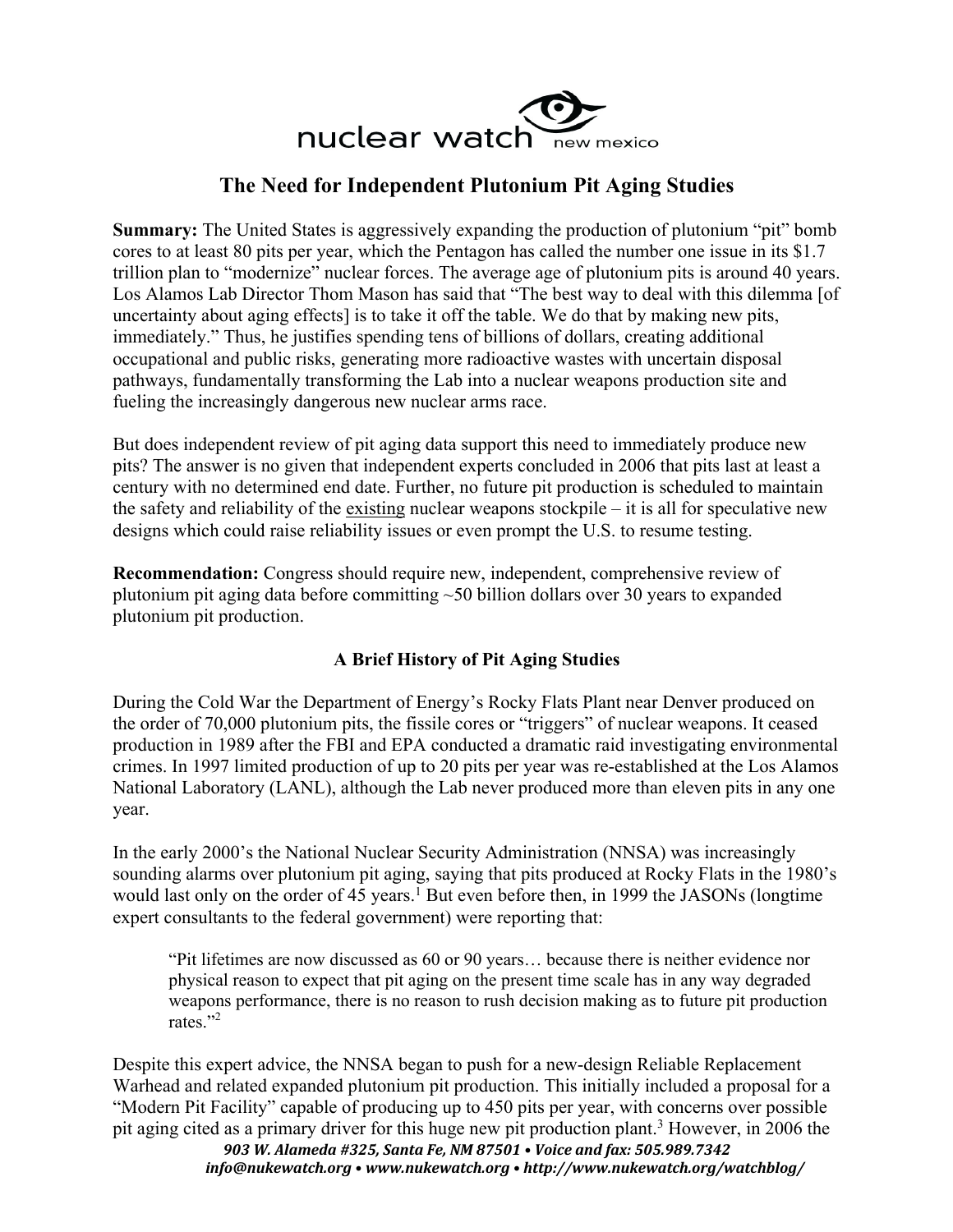nuclear watch new mexico

# The Need for Independent Plutonium Pit Aging Studies

**Summary:** The United States is aggressively expanding the production of plutonium "pit" bomb cores to at least 80 pits per year, which the Pentagon has called the number one issue in its $1.7 trillion plan to "modernize" nuclear forces. The average age of plutonium pits is around 40 years. Los Alamos Lab Director Thom Mason has said that "The best way to deal with this dilemma [of uncertainty about aging effects] is to take it off the table. We do that by making new pits, immediately." Thus, he justifies spending tens of billions of dollars, creating additional occupational and public risks, generating more radioactive wastes with uncertain disposal pathways, fundamentally transforming the Lab into a nuclear weapons production site and fueling the increasingly dangerous new nuclear arms race.

But does independent review of pit aging data support this need to immediately produce new pits? The answer is no given that independent experts concluded in 2006 that pits last at least a century with no determined end date. Further, no future pit production is scheduled to maintain the safety and reliability of the existing nuclear weapons stockpile – it is all for speculative new designs which could raise reliability issues or even prompt the U.S. to resume testing.

**Recommendation:** Congress should require new, independent, comprehensive review of plutonium pit aging data before committing ~50 billion dollars over 30 years to expanded plutonium pit production.

## A Brief History of Pit Aging Studies

During the Cold War the Department of Energy's Rocky Flats Plant near Denver produced on the order of 70,000 plutonium pits, the fissile cores or "triggers" of nuclear weapons. It ceased production in 1989 after the FBI and EPA conducted a dramatic raid investigating environmental crimes. In 1997 limited production of up to 20 pits per year was re-established at the Los Alamos National Laboratory (LANL), although the Lab never produced more than eleven pits in any one year.

In the early 2000's the National Nuclear Security Administration (NNSA) was increasingly sounding alarms over plutonium pit aging, saying that pits produced at Rocky Flats in the 1980's would last only on the order of 45 years.[1] But even before then, in 1999 the JASONs (longtime expert consultants to the federal government) were reporting that:

> "Pit lifetimes are now discussed as 60 or 90 years… because there is neither evidence nor physical reason to expect that pit aging on the present time scale has in any way degraded weapons performance, there is no reason to rush decision making as to future pit production rates."[2]

Despite this expert advice, the NNSA began to push for a new-design Reliable Replacement Warhead and related expanded plutonium pit production. This initially included a proposal for a "Modern Pit Facility" capable of producing up to 450 pits per year, with concerns over possible pit aging cited as a primary driver for this huge new pit production plant.[3] However, in 2006 the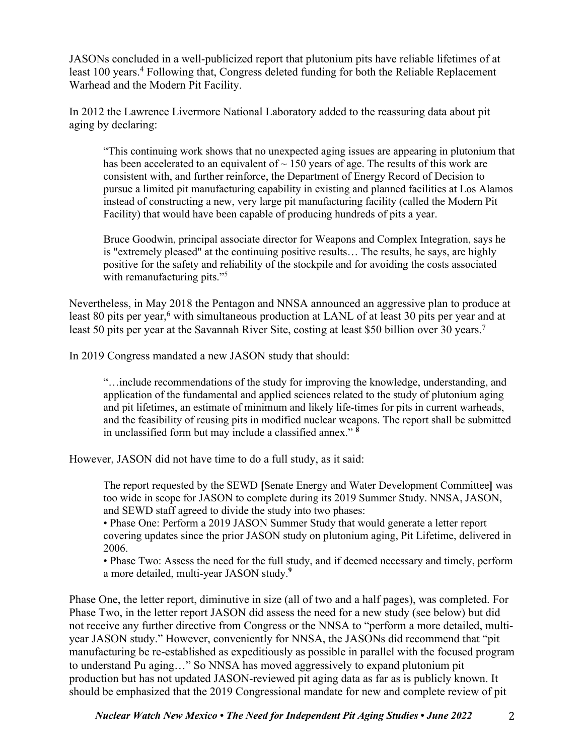JASONs concluded in a well-publicized report that plutonium pits have reliable lifetimes of at least 100 years.[4] Following that, Congress deleted funding for both the Reliable Replacement Warhead and the Modern Pit Facility.

In 2012 the Lawrence Livermore National Laboratory added to the reassuring data about pit aging by declaring:

> "This continuing work shows that no unexpected aging issues are appearing in plutonium that has been accelerated to an equivalent of ~ 150 years of age. The results of this work are consistent with, and further reinforce, the Department of Energy Record of Decision to pursue a limited pit manufacturing capability in existing and planned facilities at Los Alamos instead of constructing a new, very large pit manufacturing facility (called the Modern Pit Facility) that would have been capable of producing hundreds of pits a year.
>
> Bruce Goodwin, principal associate director for Weapons and Complex Integration, says he is "extremely pleased" at the continuing positive results… The results, he says, are highly positive for the safety and reliability of the stockpile and for avoiding the costs associated with remanufacturing pits."[5]

Nevertheless, in May 2018 the Pentagon and NNSA announced an aggressive plan to produce at least 80 pits per year,[6] with simultaneous production at LANL of at least 30 pits per year and at least 50 pits per year at the Savannah River Site, costing at least $50 billion over 30 years.[7]

In 2019 Congress mandated a new JASON study that should:

> "…include recommendations of the study for improving the knowledge, understanding, and application of the fundamental and applied sciences related to the study of plutonium aging and pit lifetimes, an estimate of minimum and likely life-times for pits in current warheads, and the feasibility of reusing pits in modified nuclear weapons. The report shall be submitted in unclassified form but may include a classified annex." [8]

However, JASON did not have time to do a full study, as it said:

> The report requested by the SEWD [Senate Energy and Water Development Committee] was too wide in scope for JASON to complete during its 2019 Summer Study. NNSA, JASON, and SEWD staff agreed to divide the study into two phases:
>
> • Phase One: Perform a 2019 JASON Summer Study that would generate a letter report covering updates since the prior JASON study on plutonium aging, Pit Lifetime, delivered in 2006.
>
> • Phase Two: Assess the need for the full study, and if deemed necessary and timely, perform a more detailed, multi-year JASON study.[9]

Phase One, the letter report, diminutive in size (all of two and a half pages), was completed. For Phase Two, in the letter report JASON did assess the need for a new study (see below) but did not receive any further directive from Congress or the NNSA to "perform a more detailed, multi-year JASON study." However, conveniently for NNSA, the JASONs did recommend that "pit manufacturing be re-established as expeditiously as possible in parallel with the focused program to understand Pu aging…" So NNSA has moved aggressively to expand plutonium pit production but has not updated JASON-reviewed pit aging data as far as is publicly known. It should be emphasized that the 2019 Congressional mandate for new and complete review of pit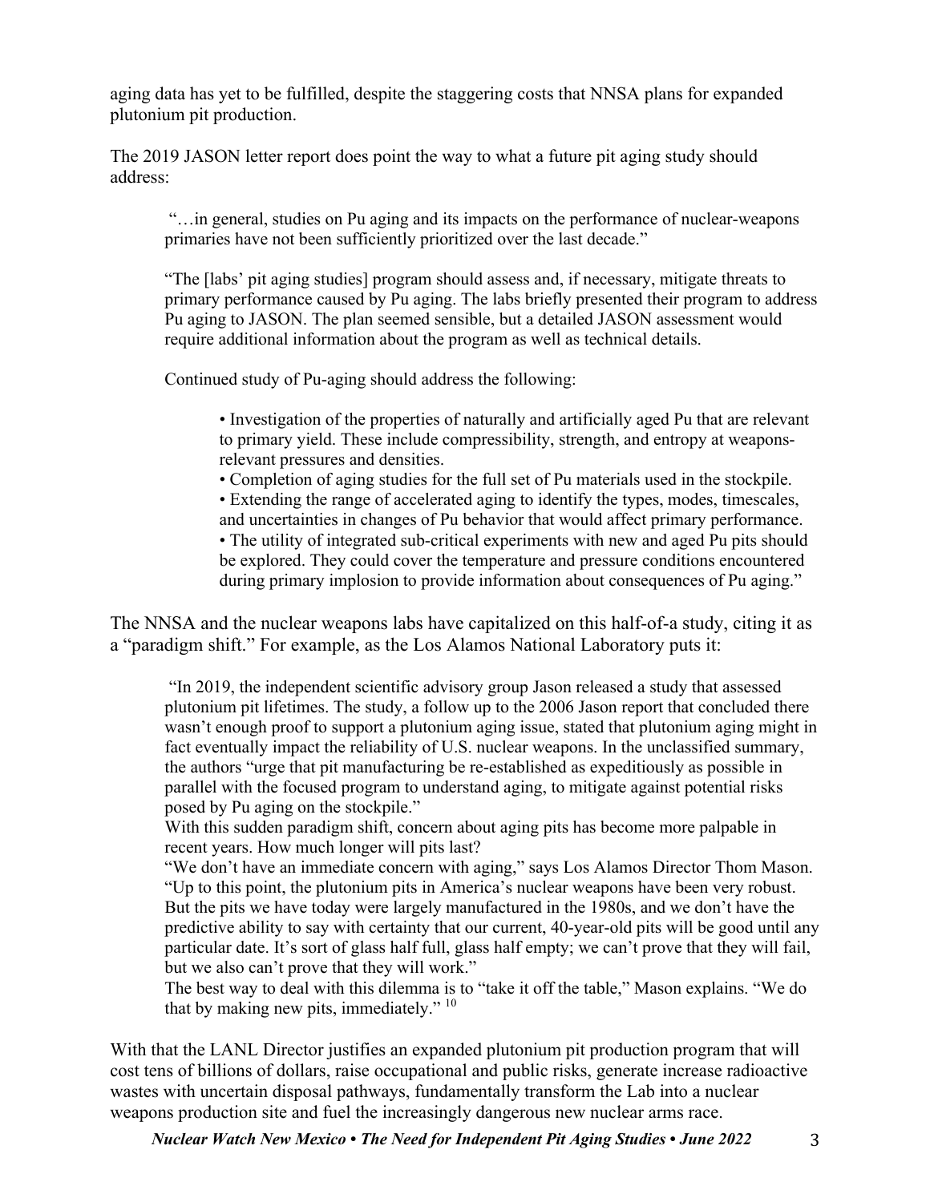aging data has yet to be fulfilled, despite the staggering costs that NNSA plans for expanded plutonium pit production.

The 2019 JASON letter report does point the way to what a future pit aging study should address:

> "…in general, studies on Pu aging and its impacts on the performance of nuclear-weapons primaries have not been sufficiently prioritized over the last decade."
>
> "The [labs' pit aging studies] program should assess and, if necessary, mitigate threats to primary performance caused by Pu aging. The labs briefly presented their program to address Pu aging to JASON. The plan seemed sensible, but a detailed JASON assessment would require additional information about the program as well as technical details.
>
> Continued study of Pu-aging should address the following:
>
> - Investigation of the properties of naturally and artificially aged Pu that are relevant to primary yield. These include compressibility, strength, and entropy at weapons-relevant pressures and densities.
> - Completion of aging studies for the full set of Pu materials used in the stockpile.
> - Extending the range of accelerated aging to identify the types, modes, timescales, and uncertainties in changes of Pu behavior that would affect primary performance.
> - The utility of integrated sub-critical experiments with new and aged Pu pits should be explored. They could cover the temperature and pressure conditions encountered during primary implosion to provide information about consequences of Pu aging."

The NNSA and the nuclear weapons labs have capitalized on this half-of-a study, citing it as a "paradigm shift." For example, as the Los Alamos National Laboratory puts it:

> "In 2019, the independent scientific advisory group Jason released a study that assessed plutonium pit lifetimes. The study, a follow up to the 2006 Jason report that concluded there wasn't enough proof to support a plutonium aging issue, stated that plutonium aging might in fact eventually impact the reliability of U.S. nuclear weapons. In the unclassified summary, the authors "urge that pit manufacturing be re-established as expeditiously as possible in parallel with the focused program to understand aging, to mitigate against potential risks posed by Pu aging on the stockpile."
>
> With this sudden paradigm shift, concern about aging pits has become more palpable in recent years. How much longer will pits last?
>
> "We don't have an immediate concern with aging," says Los Alamos Director Thom Mason. "Up to this point, the plutonium pits in America's nuclear weapons have been very robust. But the pits we have today were largely manufactured in the 1980s, and we don't have the predictive ability to say with certainty that our current, 40-year-old pits will be good until any particular date. It's sort of glass half full, glass half empty; we can't prove that they will fail, but we also can't prove that they will work."
>
> The best way to deal with this dilemma is to "take it off the table," Mason explains. "We do that by making new pits, immediately." [10]

With that the LANL Director justifies an expanded plutonium pit production program that will cost tens of billions of dollars, raise occupational and public risks, generate increase radioactive wastes with uncertain disposal pathways, fundamentally transform the Lab into a nuclear weapons production site and fuel the increasingly dangerous new nuclear arms race.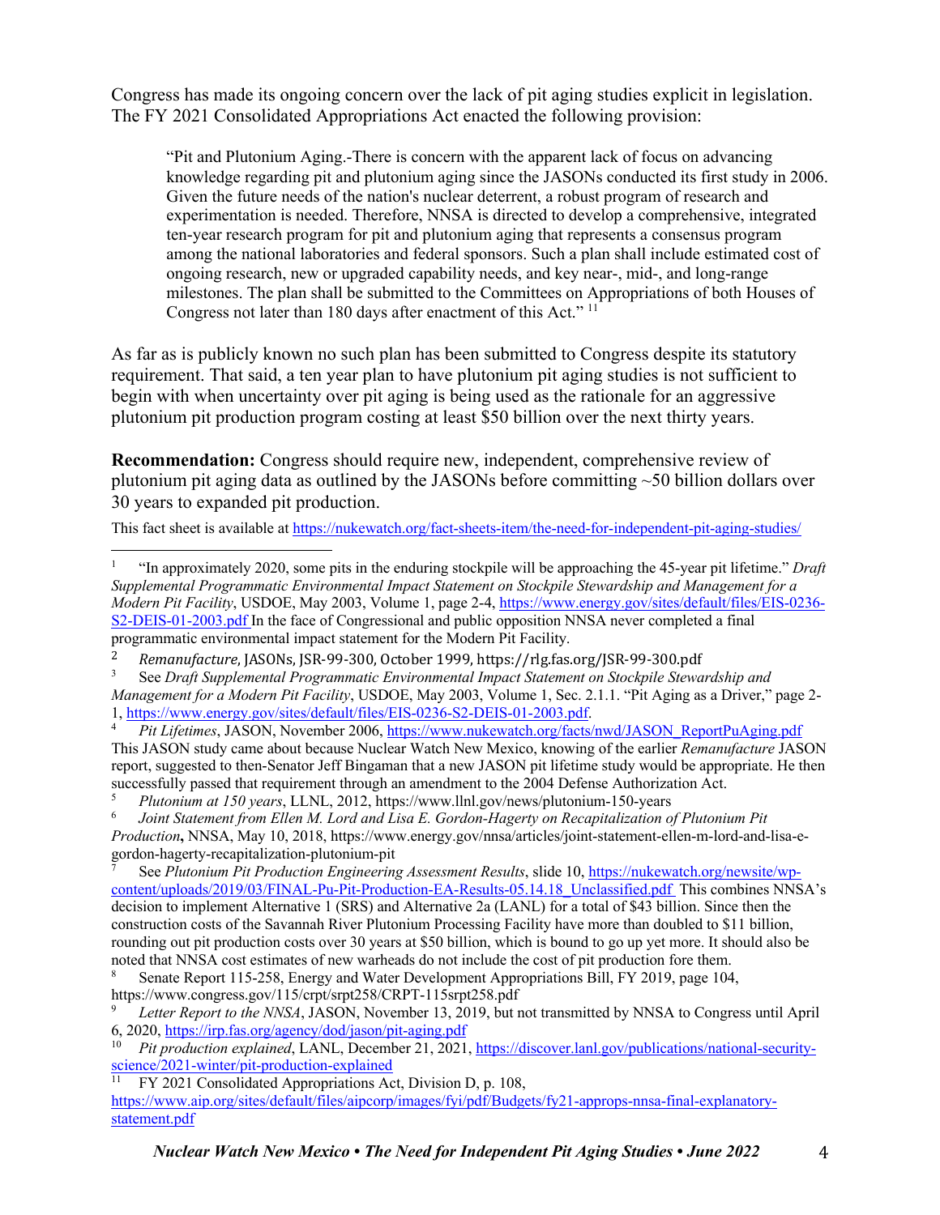Congress has made its ongoing concern over the lack of pit aging studies explicit in legislation. The FY 2021 Consolidated Appropriations Act enacted the following provision:

> "Pit and Plutonium Aging.-There is concern with the apparent lack of focus on advancing knowledge regarding pit and plutonium aging since the JASONs conducted its first study in 2006. Given the future needs of the nation's nuclear deterrent, a robust program of research and experimentation is needed. Therefore, NNSA is directed to develop a comprehensive, integrated ten-year research program for pit and plutonium aging that represents a consensus program among the national laboratories and federal sponsors. Such a plan shall include estimated cost of ongoing research, new or upgraded capability needs, and key near-, mid-, and long-range milestones. The plan shall be submitted to the Committees on Appropriations of both Houses of Congress not later than 180 days after enactment of this Act." [11]

As far as is publicly known no such plan has been submitted to Congress despite its statutory requirement. That said, a ten year plan to have plutonium pit aging studies is not sufficient to begin with when uncertainty over pit aging is being used as the rationale for an aggressive plutonium pit production program costing at least $50 billion over the next thirty years.

**Recommendation:** Congress should require new, independent, comprehensive review of plutonium pit aging data as outlined by the JASONs before committing ~50 billion dollars over 30 years to expanded pit production.

This fact sheet is available at https://nukewatch.org/fact-sheets-item/the-need-for-independent-pit-aging-studies/

---

[1] "In approximately 2020, some pits in the enduring stockpile will be approaching the 45-year pit lifetime." *Draft Supplemental Programmatic Environmental Impact Statement on Stockpile Stewardship and Management for a Modern Pit Facility*, USDOE, May 2003, Volume 1, page 2-4, https://www.energy.gov/sites/default/files/EIS-0236-S2-DEIS-01-2003.pdf In the face of Congressional and public opposition NNSA never completed a final programmatic environmental impact statement for the Modern Pit Facility.

[2] *Remanufacture*, JASONs, JSR-99-300, October 1999, https://rlg.fas.org/JSR-99-300.pdf

[3] See *Draft Supplemental Programmatic Environmental Impact Statement on Stockpile Stewardship and Management for a Modern Pit Facility*, USDOE, May 2003, Volume 1, Sec. 2.1.1. "Pit Aging as a Driver," page 2-1, https://www.energy.gov/sites/default/files/EIS-0236-S2-DEIS-01-2003.pdf.

[4] *Pit Lifetimes*, JASON, November 2006, https://www.nukewatch.org/facts/nwd/JASON_ReportPuAging.pdf This JASON study came about because Nuclear Watch New Mexico, knowing of the earlier *Remanufacture* JASON report, suggested to then-Senator Jeff Bingaman that a new JASON pit lifetime study would be appropriate. He then successfully passed that requirement through an amendment to the 2004 Defense Authorization Act.

[5] *Plutonium at 150 years*, LLNL, 2012, https://www.llnl.gov/news/plutonium-150-years

[6] *Joint Statement from Ellen M. Lord and Lisa E. Gordon-Hagerty on Recapitalization of Plutonium Pit Production***,** NNSA, May 10, 2018, https://www.energy.gov/nnsa/articles/joint-statement-ellen-m-lord-and-lisa-e-gordon-hagerty-recapitalization-plutonium-pit

[7] See *Plutonium Pit Production Engineering Assessment Results*, slide 10, https://nukewatch.org/newsite/wp-content/uploads/2019/03/FINAL-Pu-Pit-Production-EA-Results-05.14.18_Unclassified.pdf This combines NNSA's decision to implement Alternative 1 (SRS) and Alternative 2a (LANL) for a total of $43 billion. Since then the construction costs of the Savannah River Plutonium Processing Facility have more than doubled to $11 billion, rounding out pit production costs over 30 years at $50 billion, which is bound to go up yet more. It should also be noted that NNSA cost estimates of new warheads do not include the cost of pit production fore them.

[8] Senate Report 115-258, Energy and Water Development Appropriations Bill, FY 2019, page 104, https://www.congress.gov/115/crpt/srpt258/CRPT-115srpt258.pdf

[9] *Letter Report to the NNSA*, JASON, November 13, 2019, but not transmitted by NNSA to Congress until April 6, 2020, https://irp.fas.org/agency/dod/jason/pit-aging.pdf

[10] *Pit production explained*, LANL, December 21, 2021, https://discover.lanl.gov/publications/national-security-science/2021-winter/pit-production-explained

[11] FY 2021 Consolidated Appropriations Act, Division D, p. 108, https://www.aip.org/sites/default/files/aipcorp/images/fyi/pdf/Budgets/fy21-approps-nnsa-final-explanatory-statement.pdf